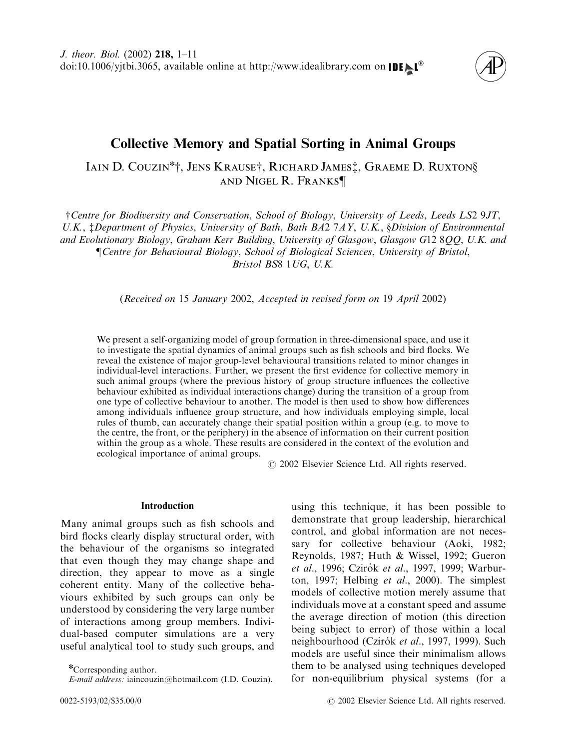# Collective Memory and Spatial Sorting in Animal Groups

Iain D. Couzin*†, Jens Krause†, Richard James‡, Graeme D. Ruxton§ and Nigel R. Franks¶

†Centre for Biodiversity and Conservation, School of Biology, University of Leeds, Leeds LS2 9JT, U.K., ‡Department of Physics, University of Bath, Bath BA2 7AY, U.K., §Division of Environmental and Evolutionary Biology, Graham Kerr Building, University of Glasgow, Glasgow G12 8QQ, U.K. and ¶Centre for Behavioural Biology, School of Biological Sciences, University of Bristol, Bristol BS8 1UG, U.K.

(*Received on* 15 *January* 2002, *Accepted in revised form on* 19 *April* 2002)

We present a self-organizing model of group formation in three-dimensional space, and use it to investigate the spatial dynamics of animal groups such as fish schools and bird flocks. We reveal the existence of major group-level behavioural transitions related to minor changes in individual-level interactions. Further, we present the first evidence for collective memory in such animal groups (where the previous history of group structure influences the collective behaviour exhibited as individual interactions change) during the transition of a group from one type of collective behaviour to another. The model is then used to show how differences among individuals influence group structure, and how individuals employing simple, local rules of thumb, can accurately change their spatial position within a group (e.g. to move to the centre, the front, or the periphery) in the absence of information on their current position within the group as a whole. These results are considered in the context of the evolution and ecological importance of animal groups.

© 2002 Elsevier Science Ltd. All rights reserved.

## Introduction

Many animal groups such as fish schools and bird flocks clearly display structural order, with the behaviour of the organisms so integrated that even though they may change shape and direction, they appear to move as a single coherent entity. Many of the collective behaviours exhibited by such groups can only be understood by considering the very large number of interactions among group members. Individual-based computer simulations are a very useful analytical tool to study such groups, and using this technique, it has been possible to demonstrate that group leadership, hierarchical control, and global information are not necessary for collective behaviour (Aoki, 1982; Reynolds, 1987; Huth & Wissel, 1992; Gueron *et al*., 1996; Czirók *et al*., 1997, 1999; Warburton, 1997; Helbing *et al*., 2000). The simplest models of collective motion merely assume that individuals move at a constant speed and assume the average direction of motion (this direction being subject to error) of those within a local neighbourhood (Czirók *et al*., 1997, 1999). Such models are useful since their minimalism allows them to be analysed using techniques developed for non-equilibrium physical systems (for a

*Corresponding author.
*E-mail address:* iaincouzin@hotmail.com (I.D. Couzin).

0022-5193/02/$35.00/0

© 2002 Elsevier Science Ltd. All rights reserved.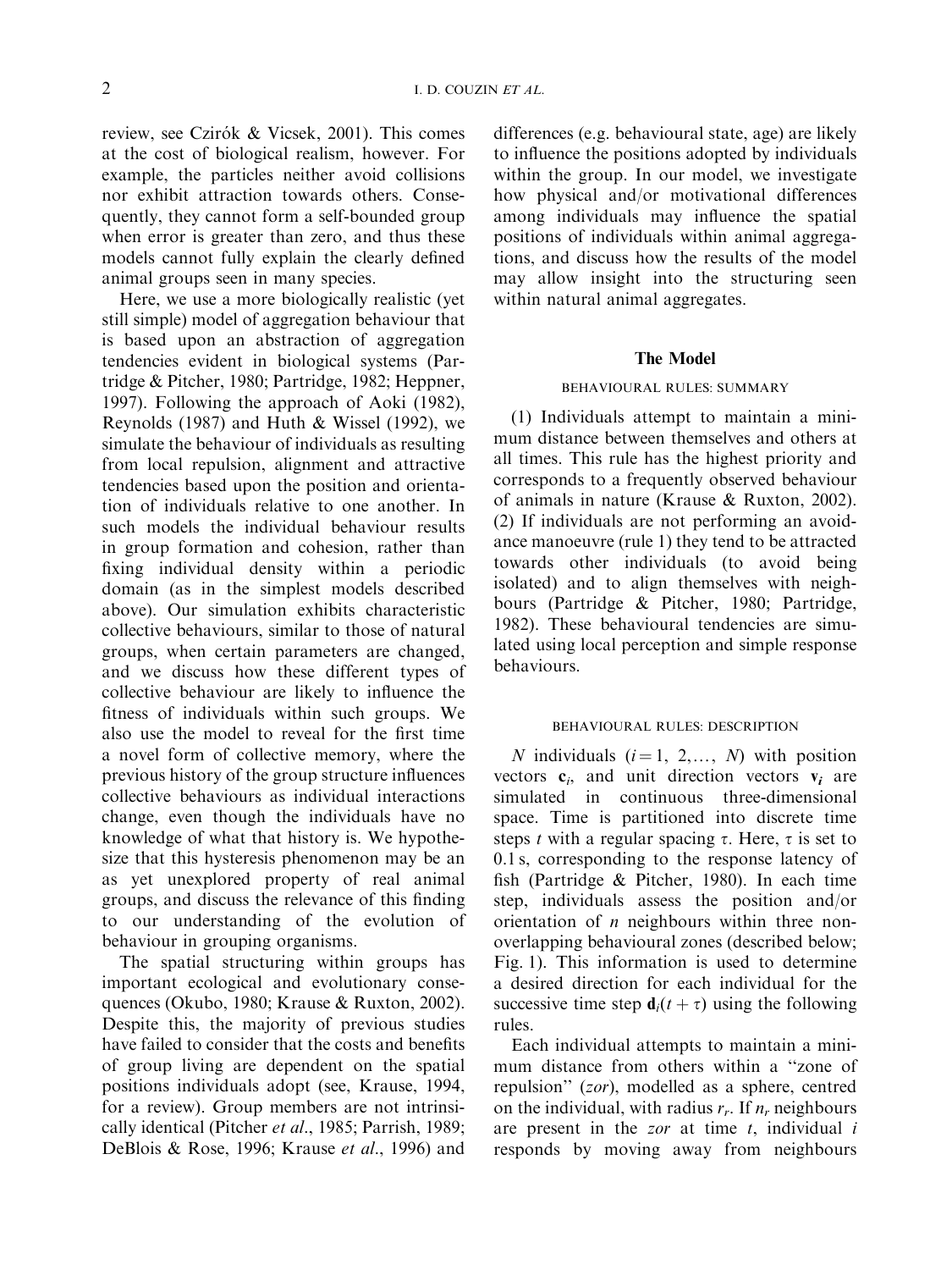review, see Czirók & Vicsek, 2001). This comes at the cost of biological realism, however. For example, the particles neither avoid collisions nor exhibit attraction towards others. Consequently, they cannot form a self-bounded group when error is greater than zero, and thus these models cannot fully explain the clearly defined animal groups seen in many species.

Here, we use a more biologically realistic (yet still simple) model of aggregation behaviour that is based upon an abstraction of aggregation tendencies evident in biological systems (Partridge & Pitcher, 1980; Partridge, 1982; Heppner, 1997). Following the approach of Aoki (1982), Reynolds (1987) and Huth & Wissel (1992), we simulate the behaviour of individuals as resulting from local repulsion, alignment and attractive tendencies based upon the position and orientation of individuals relative to one another. In such models the individual behaviour results in group formation and cohesion, rather than fixing individual density within a periodic domain (as in the simplest models described above). Our simulation exhibits characteristic collective behaviours, similar to those of natural groups, when certain parameters are changed, and we discuss how these different types of collective behaviour are likely to influence the fitness of individuals within such groups. We also use the model to reveal for the first time a novel form of collective memory, where the previous history of the group structure influences collective behaviours as individual interactions change, even though the individuals have no knowledge of what that history is. We hypothesize that this hysteresis phenomenon may be an as yet unexplored property of real animal groups, and discuss the relevance of this finding to our understanding of the evolution of behaviour in grouping organisms.

The spatial structuring within groups has important ecological and evolutionary consequences (Okubo, 1980; Krause & Ruxton, 2002). Despite this, the majority of previous studies have failed to consider that the costs and benefits of group living are dependent on the spatial positions individuals adopt (see, Krause, 1994, for a review). Group members are not intrinsically identical (Pitcher *et al*., 1985; Parrish, 1989; DeBlois & Rose, 1996; Krause *et al*., 1996) and differences (e.g. behavioural state, age) are likely to influence the positions adopted by individuals within the group. In our model, we investigate how physical and/or motivational differences among individuals may influence the spatial positions of individuals within animal aggregations, and discuss how the results of the model may allow insight into the structuring seen within natural animal aggregates.

## The Model

### BEHAVIOURAL RULES: SUMMARY

(1) Individuals attempt to maintain a minimum distance between themselves and others at all times. This rule has the highest priority and corresponds to a frequently observed behaviour of animals in nature (Krause & Ruxton, 2002). (2) If individuals are not performing an avoidance manoeuvre (rule 1) they tend to be attracted towards other individuals (to avoid being isolated) and to align themselves with neighbours (Partridge & Pitcher, 1980; Partridge, 1982). These behavioural tendencies are simulated using local perception and simple response behaviours.

### BEHAVIOURAL RULES: DESCRIPTION

$N$ individuals ($i = 1, 2, \ldots, N$) with position vectors $\mathbf{c}_i$, and unit direction vectors $\mathbf{v}_i$ are simulated in continuous three-dimensional space. Time is partitioned into discrete time steps $t$ with a regular spacing $\tau$. Here, $\tau$ is set to 0.1 s, corresponding to the response latency of fish (Partridge & Pitcher, 1980). In each time step, individuals assess the position and/or orientation of $n$ neighbours within three non-overlapping behavioural zones (described below; Fig. 1). This information is used to determine a desired direction for each individual for the successive time step $\mathbf{d}_i(t + \tau)$ using the following rules.

Each individual attempts to maintain a minimum distance from others within a "zone of repulsion" (*zor*), modelled as a sphere, centred on the individual, with radius $r_r$. If $n_r$ neighbours are present in the *zor* at time $t$, individual $i$ responds by moving away from neighbours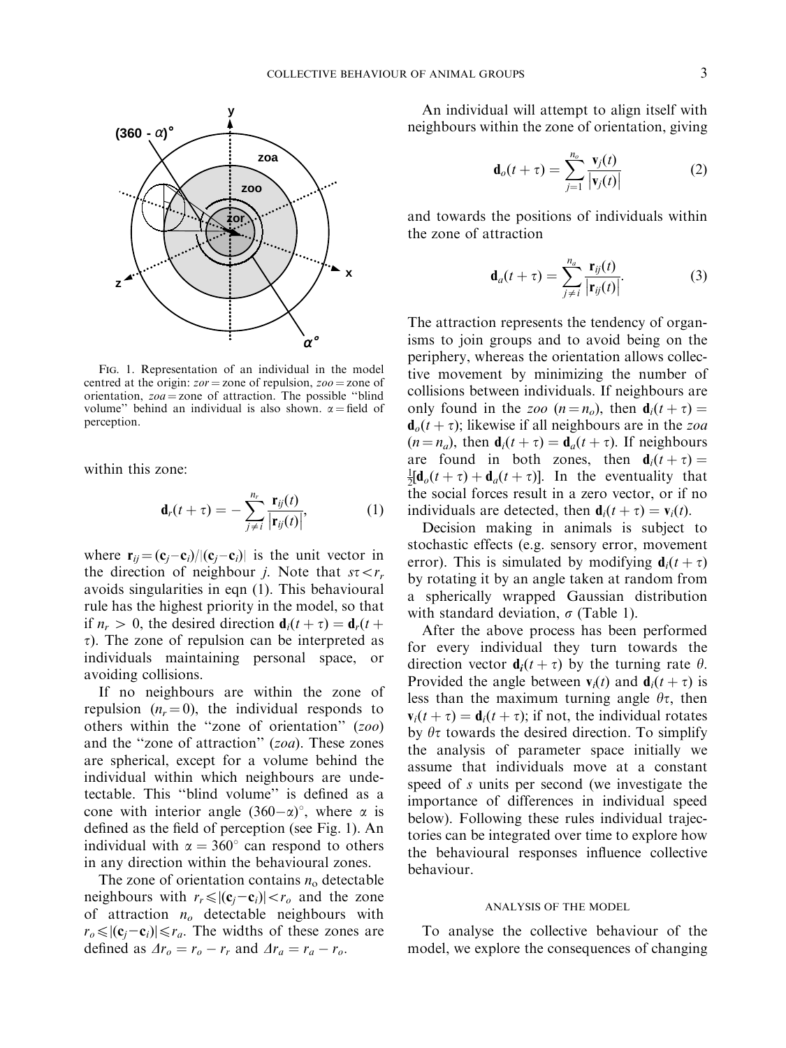FIG. 1. Representation of an individual in the model centred at the origin: *zor* = zone of repulsion, *zoo* = zone of orientation, *zoa* = zone of attraction. The possible "blind volume" behind an individual is also shown. $\alpha$ = field of perception.

within this zone:

$$\mathbf{d}_r(t+\tau) = -\sum_{j \neq i}^{n_r} \frac{\mathbf{r}_{ij}(t)}{\left|\mathbf{r}_{ij}(t)\right|}, \quad (1)$$

where $\mathbf{r}_{ij} = (\mathbf{c}_j - \mathbf{c}_i)/|(\mathbf{c}_j - \mathbf{c}_i)|$ is the unit vector in the direction of neighbour $j$. Note that $s\tau < r_r$ avoids singularities in eqn (1). This behavioural rule has the highest priority in the model, so that if $n_r > 0$, the desired direction $\mathbf{d}_i(t+\tau) = \mathbf{d}_r(t+\tau)$. The zone of repulsion can be interpreted as individuals maintaining personal space, or avoiding collisions.

If no neighbours are within the zone of repulsion ($n_r = 0$), the individual responds to others within the "zone of orientation" (*zoo*) and the "zone of attraction" (*zoa*). These zones are spherical, except for a volume behind the individual within which neighbours are undetectable. This "blind volume" is defined as a cone with interior angle $(360-\alpha)^\circ$, where $\alpha$ is defined as the field of perception (see Fig. 1). An individual with $\alpha = 360^\circ$ can respond to others in any direction within the behavioural zones.

The zone of orientation contains $n_o$ detectable neighbours with $r_r \leqslant |(\mathbf{c}_j - \mathbf{c}_i)| < r_o$ and the zone of attraction $n_o$ detectable neighbours with $r_o \leqslant |(\mathbf{c}_j - \mathbf{c}_i)| \leqslant r_a$. The widths of these zones are defined as $\Delta r_o = r_o - r_r$ and $\Delta r_a = r_a - r_o$.

An individual will attempt to align itself with neighbours within the zone of orientation, giving

$$\mathbf{d}_o(t+\tau) = \sum_{j=1}^{n_o} \frac{\mathbf{v}_j(t)}{\left|\mathbf{v}_j(t)\right|} \quad (2)$$

and towards the positions of individuals within the zone of attraction

$$\mathbf{d}_a(t+\tau) = \sum_{j \neq i}^{n_a} \frac{\mathbf{r}_{ij}(t)}{\left|\mathbf{r}_{ij}(t)\right|}. \quad (3)$$

The attraction represents the tendency of organisms to join groups and to avoid being on the periphery, whereas the orientation allows collective movement by minimizing the number of collisions between individuals. If neighbours are only found in the *zoo* ($n = n_o$), then $\mathbf{d}_i(t+\tau) = \mathbf{d}_o(t+\tau)$; likewise if all neighbours are in the *zoa* ($n = n_a$), then $\mathbf{d}_i(t+\tau) = \mathbf{d}_a(t+\tau)$. If neighbours are found in both zones, then $\mathbf{d}_i(t+\tau) = \frac{1}{2}[\mathbf{d}_o(t+\tau) + \mathbf{d}_a(t+\tau)]$. In the eventuality that the social forces result in a zero vector, or if no individuals are detected, then $\mathbf{d}_i(t+\tau) = \mathbf{v}_i(t)$.

Decision making in animals is subject to stochastic effects (e.g. sensory error, movement error). This is simulated by modifying $\mathbf{d}_i(t+\tau)$ by rotating it by an angle taken at random from a spherically wrapped Gaussian distribution with standard deviation, $\sigma$ (Table 1).

After the above process has been performed for every individual they turn towards the direction vector $\mathbf{d}_i(t+\tau)$ by the turning rate $\theta$. Provided the angle between $\mathbf{v}_i(t)$ and $\mathbf{d}_i(t+\tau)$ is less than the maximum turning angle $\theta\tau$, then $\mathbf{v}_i(t+\tau) = \mathbf{d}_i(t+\tau)$; if not, the individual rotates by $\theta\tau$ towards the desired direction. To simplify the analysis of parameter space initially we assume that individuals move at a constant speed of $s$ units per second (we investigate the importance of differences in individual speed below). Following these rules individual trajectories can be integrated over time to explore how the behavioural responses influence collective behaviour.

## ANALYSIS OF THE MODEL

To analyse the collective behaviour of the model, we explore the consequences of changing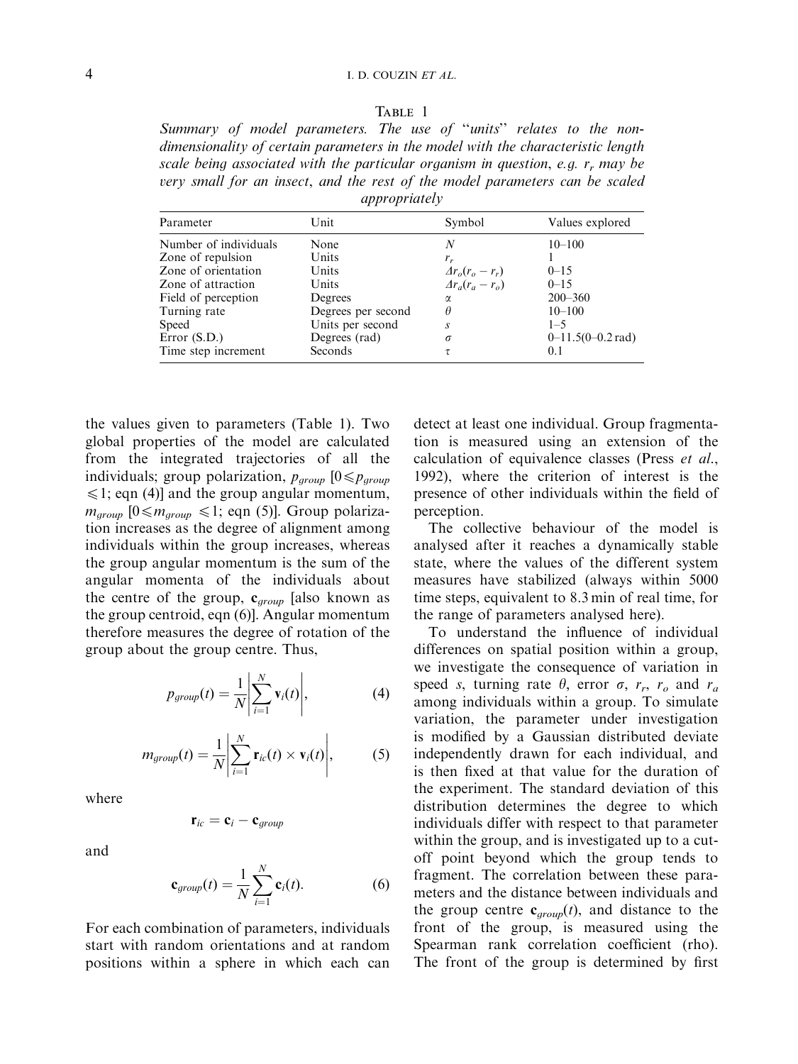TABLE 1

*Summary of model parameters. The use of "units" relates to the non-dimensionality of certain parameters in the model with the characteristic length scale being associated with the particular organism in question, e.g. $r_r$ may be very small for an insect, and the rest of the model parameters can be scaled appropriately*

| Parameter | Unit | Symbol | Values explored |
|---|---|---|---|
| Number of individuals | None | $N$ | 10–100 |
| Zone of repulsion | Units | $r_r$ | 1 |
| Zone of orientation | Units | $\Delta r_o(r_o - r_r)$ | 0–15 |
| Zone of attraction | Units | $\Delta r_a(r_a - r_o)$ | 0–15 |
| Field of perception | Degrees | $\alpha$ | 200–360 |
| Turning rate | Degrees per second | $\theta$ | 10–100 |
| Speed | Units per second | $s$ | 1–5 |
| Error (S.D.) | Degrees (rad) | $\sigma$ | 0–11.5(0–0.2 rad) |
| Time step increment | Seconds | $\tau$ | 0.1 |

the values given to parameters (Table 1). Two global properties of the model are calculated from the integrated trajectories of all the individuals; group polarization, $p_{group}$ [$0 \leqslant p_{group} \leqslant 1$; eqn (4)] and the group angular momentum, $m_{group}$ [$0 \leqslant m_{group} \leqslant 1$; eqn (5)]. Group polarization increases as the degree of alignment among individuals within the group increases, whereas the group angular momentum is the sum of the angular momenta of the individuals about the centre of the group, $\mathbf{c}_{group}$ [also known as the group centroid, eqn (6)]. Angular momentum therefore measures the degree of rotation of the group about the group centre. Thus,

$$p_{group}(t) = \frac{1}{N}\left|\sum_{i=1}^{N} \mathbf{v}_i(t)\right|, \qquad (4)$$

$$m_{group}(t) = \frac{1}{N}\left|\sum_{i=1}^{N} \mathbf{r}_{ic}(t) \times \mathbf{v}_i(t)\right|, \qquad (5)$$

where

$$\mathbf{r}_{ic} = \mathbf{c}_i - \mathbf{c}_{group}$$

and

$$\mathbf{c}_{group}(t) = \frac{1}{N}\sum_{i=1}^{N} \mathbf{c}_i(t). \qquad (6)$$

For each combination of parameters, individuals start with random orientations and at random positions within a sphere in which each can detect at least one individual. Group fragmentation is measured using an extension of the calculation of equivalence classes (Press *et al.*, 1992), where the criterion of interest is the presence of other individuals within the field of perception.

The collective behaviour of the model is analysed after it reaches a dynamically stable state, where the values of the different system measures have stabilized (always within 5000 time steps, equivalent to 8.3 min of real time, for the range of parameters analysed here).

To understand the influence of individual differences on spatial position within a group, we investigate the consequence of variation in speed $s$, turning rate $\theta$, error $\sigma$, $r_r$, $r_o$ and $r_a$ among individuals within a group. To simulate variation, the parameter under investigation is modified by a Gaussian distributed deviate independently drawn for each individual, and is then fixed at that value for the duration of the experiment. The standard deviation of this distribution determines the degree to which individuals differ with respect to that parameter within the group, and is investigated up to a cut-off point beyond which the group tends to fragment. The correlation between these parameters and the distance between individuals and the group centre $\mathbf{c}_{group}(t)$, and distance to the front of the group, is measured using the Spearman rank correlation coefficient (rho). The front of the group is determined by first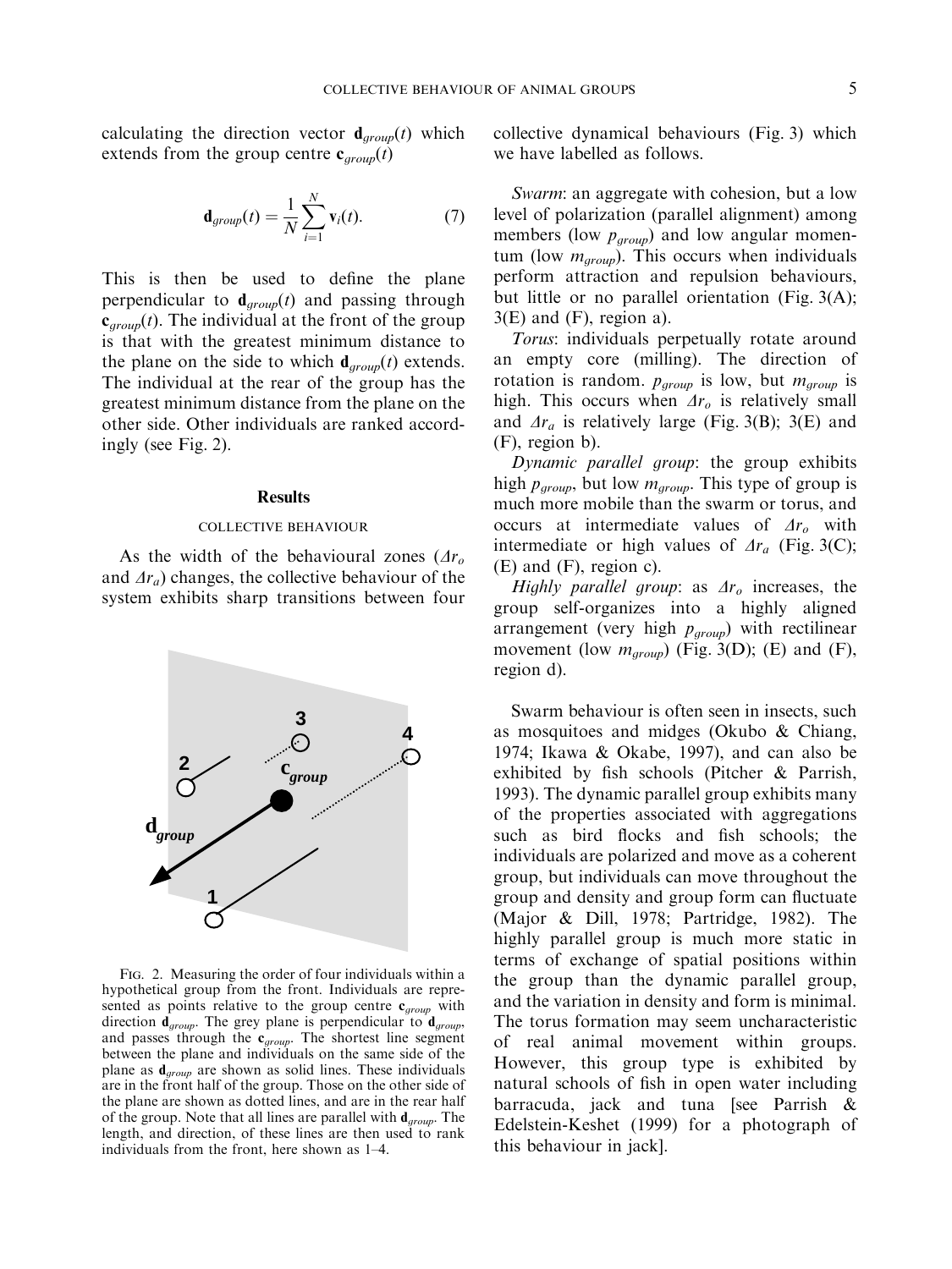calculating the direction vector $\mathbf{d}_{group}(t)$ which extends from the group centre $\mathbf{c}_{group}(t)$

$$\mathbf{d}_{group}(t) = \frac{1}{N}\sum_{i=1}^{N} \mathbf{v}_i(t). \tag{7}$$

This is then be used to define the plane perpendicular to $\mathbf{d}_{group}(t)$ and passing through $\mathbf{c}_{group}(t)$. The individual at the front of the group is that with the greatest minimum distance to the plane on the side to which $\mathbf{d}_{group}(t)$ extends. The individual at the rear of the group has the greatest minimum distance from the plane on the other side. Other individuals are ranked accordingly (see Fig. 2).

FIG. 2. Measuring the order of four individuals within a hypothetical group from the front. Individuals are represented as points relative to the group centre $\mathbf{c}_{group}$ with direction $\mathbf{d}_{group}$. The grey plane is perpendicular to $\mathbf{d}_{group}$, and passes through the $\mathbf{c}_{group}$. The shortest line segment between the plane and individuals on the same side of the plane as $\mathbf{d}_{group}$ are shown as solid lines. These individuals are in the front half of the group. Those on the other side of the plane are shown as dotted lines, and are in the rear half of the group. Note that all lines are parallel with $\mathbf{d}_{group}$. The length, and direction, of these lines are then used to rank individuals from the front, here shown as 1–4.

## Results

### COLLECTIVE BEHAVIOUR

As the width of the behavioural zones ($\Delta r_o$ and $\Delta r_a$) changes, the collective behaviour of the system exhibits sharp transitions between four collective dynamical behaviours (Fig. 3) which we have labelled as follows.

*Swarm*: an aggregate with cohesion, but a low level of polarization (parallel alignment) among members (low $p_{group}$) and low angular momentum (low $m_{group}$). This occurs when individuals perform attraction and repulsion behaviours, but little or no parallel orientation (Fig. 3(A); 3(E) and (F), region a).

*Torus*: individuals perpetually rotate around an empty core (milling). The direction of rotation is random. $p_{group}$ is low, but $m_{group}$ is high. This occurs when $\Delta r_o$ is relatively small and $\Delta r_a$ is relatively large (Fig. 3(B); 3(E) and (F), region b).

*Dynamic parallel group*: the group exhibits high $p_{group}$, but low $m_{group}$. This type of group is much more mobile than the swarm or torus, and occurs at intermediate values of $\Delta r_o$ with intermediate or high values of $\Delta r_a$ (Fig. 3(C); (E) and (F), region c).

*Highly parallel group*: as $\Delta r_o$ increases, the group self-organizes into a highly aligned arrangement (very high $p_{group}$) with rectilinear movement (low $m_{group}$) (Fig. 3(D); (E) and (F), region d).

Swarm behaviour is often seen in insects, such as mosquitoes and midges (Okubo & Chiang, 1974; Ikawa & Okabe, 1997), and can also be exhibited by fish schools (Pitcher & Parrish, 1993). The dynamic parallel group exhibits many of the properties associated with aggregations such as bird flocks and fish schools; the individuals are polarized and move as a coherent group, but individuals can move throughout the group and density and group form can fluctuate (Major & Dill, 1978; Partridge, 1982). The highly parallel group is much more static in terms of exchange of spatial positions within the group than the dynamic parallel group, and the variation in density and form is minimal. The torus formation may seem uncharacteristic of real animal movement within groups. However, this group type is exhibited by natural schools of fish in open water including barracuda, jack and tuna [see Parrish & Edelstein-Keshet (1999) for a photograph of this behaviour in jack].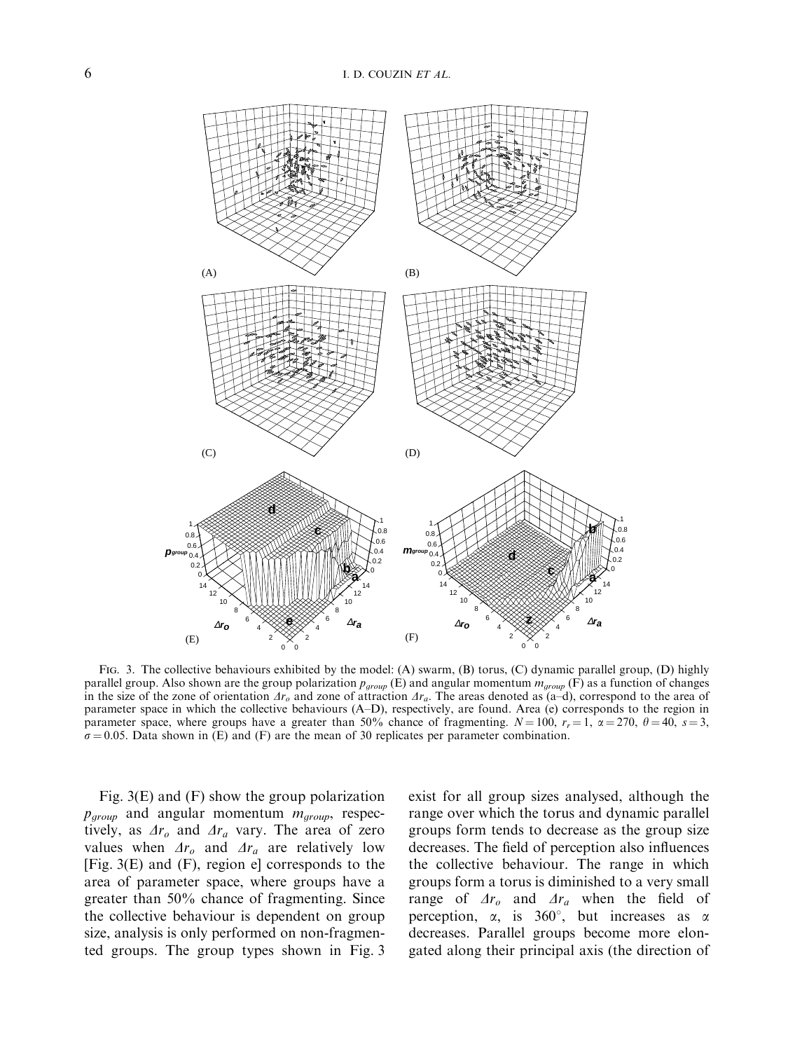Fig. 3. The collective behaviours exhibited by the model: (A) swarm, (B) torus, (C) dynamic parallel group, (D) highly parallel group. Also shown are the group polarization $p_{group}$ (E) and angular momentum $m_{group}$ (F) as a function of changes in the size of the zone of orientation $\Delta r_o$ and zone of attraction $\Delta r_a$. The areas denoted as (a–d), correspond to the area of parameter space in which the collective behaviours (A–D), respectively, are found. Area (e) corresponds to the region in parameter space, where groups have a greater than 50% chance of fragmenting. $N = 100$, $r_r = 1$, $\alpha = 270$, $\theta = 40$, $s = 3$, $\sigma = 0.05$. Data shown in (E) and (F) are the mean of 30 replicates per parameter combination.

Fig. 3(E) and (F) show the group polarization $p_{group}$ and angular momentum $m_{group}$, respectively, as $\Delta r_o$ and $\Delta r_a$ vary. The area of zero values when $\Delta r_o$ and $\Delta r_a$ are relatively low [Fig. 3(E) and (F), region e] corresponds to the area of parameter space, where groups have a greater than 50% chance of fragmenting. Since the collective behaviour is dependent on group size, analysis is only performed on non-fragmented groups. The group types shown in Fig. 3 exist for all group sizes analysed, although the range over which the torus and dynamic parallel groups form tends to decrease as the group size decreases. The field of perception also influences the collective behaviour. The range in which groups form a torus is diminished to a very small range of $\Delta r_o$ and $\Delta r_a$ when the field of perception, $\alpha$, is 360°, but increases as $\alpha$ decreases. Parallel groups become more elongated along their principal axis (the direction of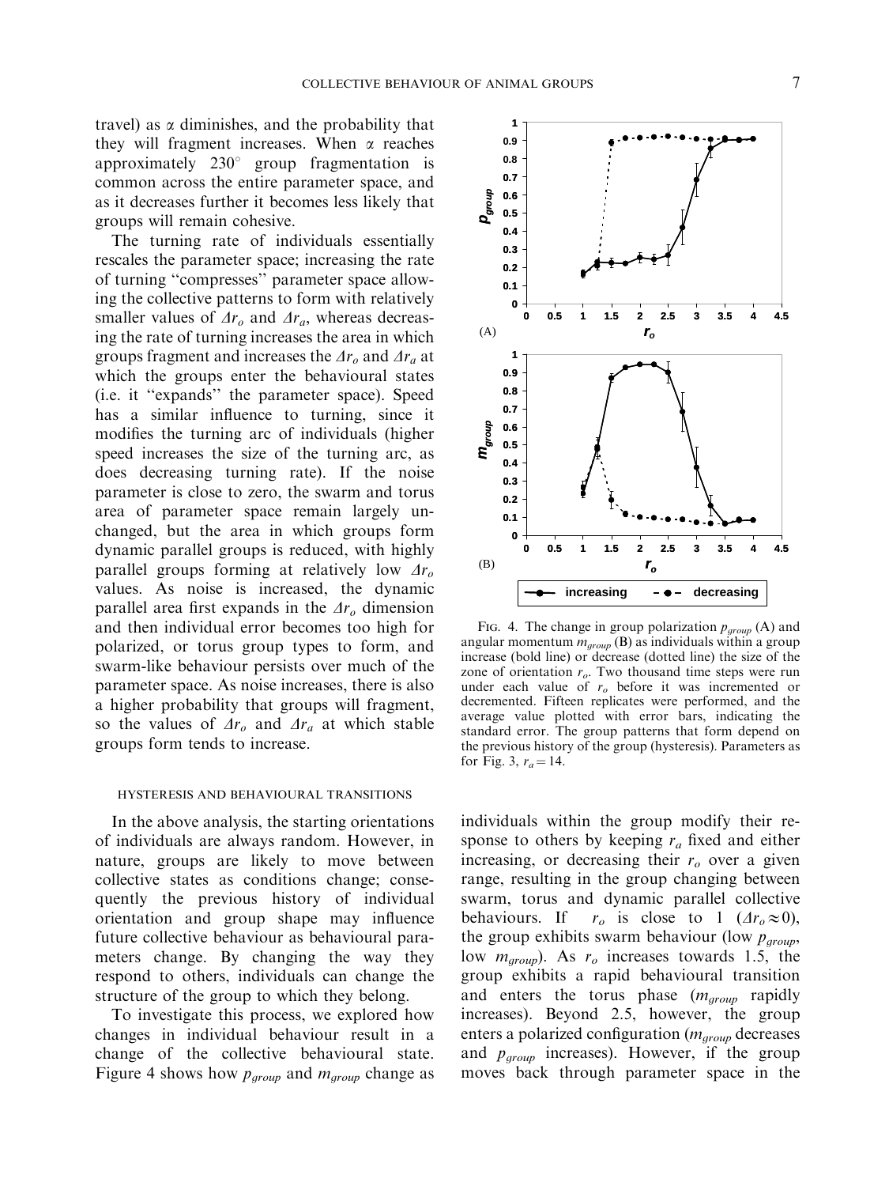travel) as $\alpha$ diminishes, and the probability that they will fragment increases. When $\alpha$ reaches approximately $230^\circ$ group fragmentation is common across the entire parameter space, and as it decreases further it becomes less likely that groups will remain cohesive.

The turning rate of individuals essentially rescales the parameter space; increasing the rate of turning "compresses" parameter space allowing the collective patterns to form with relatively smaller values of $\Delta r_o$ and $\Delta r_a$, whereas decreasing the rate of turning increases the area in which groups fragment and increases the $\Delta r_o$ and $\Delta r_a$ at which the groups enter the behavioural states (i.e. it "expands" the parameter space). Speed has a similar influence to turning, since it modifies the turning arc of individuals (higher speed increases the size of the turning arc, as does decreasing turning rate). If the noise parameter is close to zero, the swarm and torus area of parameter space remain largely unchanged, but the area in which groups form dynamic parallel groups is reduced, with highly parallel groups forming at relatively low $\Delta r_o$ values. As noise is increased, the dynamic parallel area first expands in the $\Delta r_o$ dimension and then individual error becomes too high for polarized, or torus group types to form, and swarm-like behaviour persists over much of the parameter space. As noise increases, there is also a higher probability that groups will fragment, so the values of $\Delta r_o$ and $\Delta r_a$ at which stable groups form tends to increase.

### HYSTERESIS AND BEHAVIOURAL TRANSITIONS

In the above analysis, the starting orientations of individuals are always random. However, in nature, groups are likely to move between collective states as conditions change; consequently the previous history of individual orientation and group shape may influence future collective behaviour as behavioural parameters change. By changing the way they respond to others, individuals can change the structure of the group to which they belong.

To investigate this process, we explored how changes in individual behaviour result in a change of the collective behavioural state. Figure 4 shows how $p_{group}$ and $m_{group}$ change as individuals within the group modify their response to others by keeping $r_a$ fixed and either increasing, or decreasing their $r_o$ over a given range, resulting in the group changing between swarm, torus and dynamic parallel collective behaviours. If $r_o$ is close to 1 ($\Delta r_o \approx 0$), the group exhibits swarm behaviour (low $p_{group}$, low $m_{group}$). As $r_o$ increases towards 1.5, the group exhibits a rapid behavioural transition and enters the torus phase ($m_{group}$ rapidly increases). Beyond 2.5, however, the group enters a polarized configuration ($m_{group}$ decreases and $p_{group}$ increases). However, if the group moves back through parameter space in the

FIG. 4. The change in group polarization $p_{group}$ (A) and angular momentum $m_{group}$ (B) as individuals within a group increase (bold line) or decrease (dotted line) the size of the zone of orientation $r_o$. Two thousand time steps were run under each value of $r_o$ before it was incremented or decremented. Fifteen replicates were performed, and the average value plotted with error bars, indicating the standard error. The group patterns that form depend on the previous history of the group (hysteresis). Parameters as for Fig. 3, $r_a = 14$.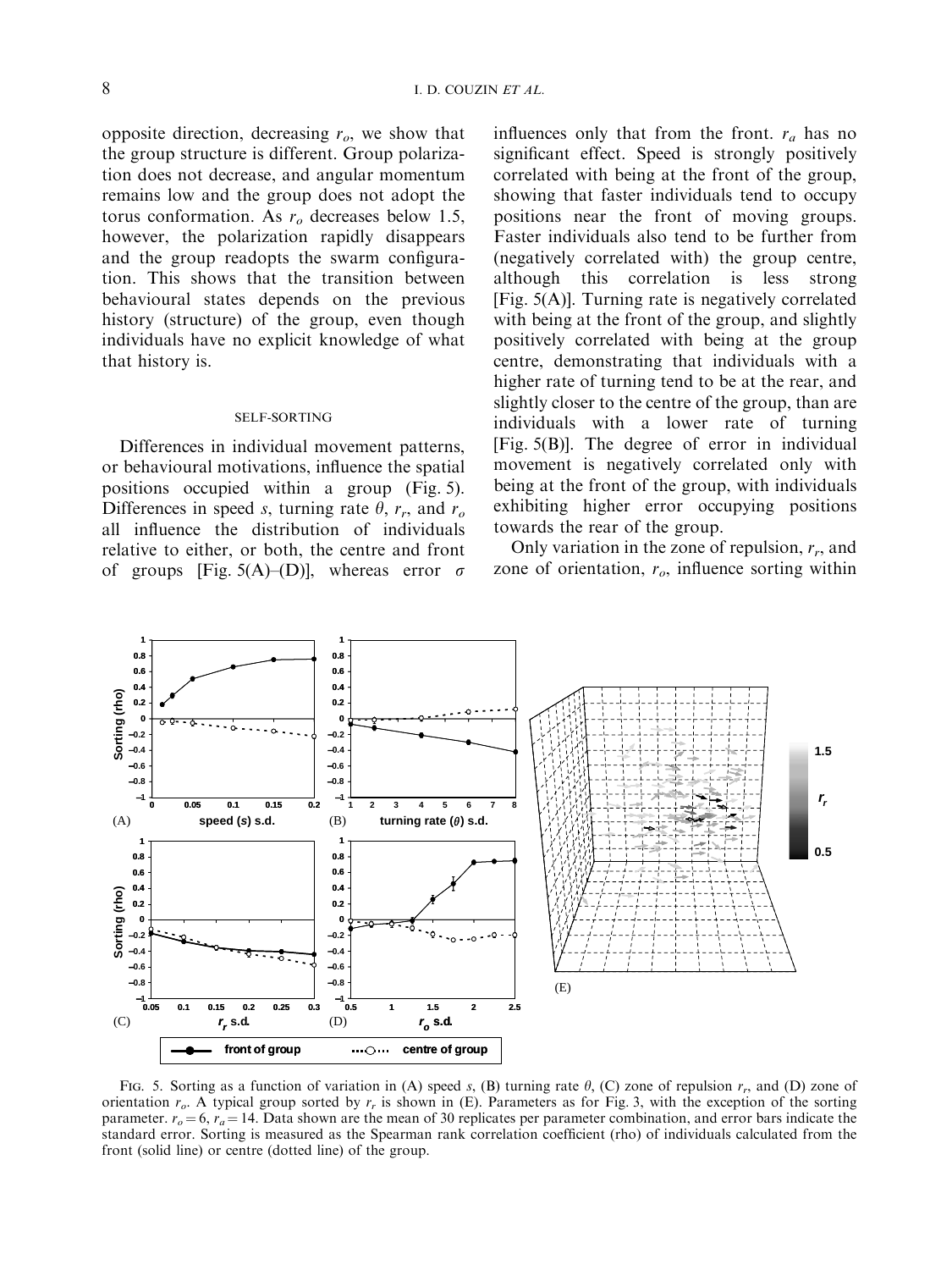opposite direction, decreasing $r_o$, we show that the group structure is different. Group polarization does not decrease, and angular momentum remains low and the group does not adopt the torus conformation. As $r_o$ decreases below 1.5, however, the polarization rapidly disappears and the group readopts the swarm configuration. This shows that the transition between behavioural states depends on the previous history (structure) of the group, even though individuals have no explicit knowledge of what that history is.

## SELF-SORTING

Differences in individual movement patterns, or behavioural motivations, influence the spatial positions occupied within a group (Fig. 5). Differences in speed $s$, turning rate $\theta$, $r_r$, and $r_o$ all influence the distribution of individuals relative to either, or both, the centre and front of groups [Fig. 5(A)–(D)], whereas error $\sigma$ influences only that from the front. $r_a$ has no significant effect. Speed is strongly positively correlated with being at the front of the group, showing that faster individuals tend to occupy positions near the front of moving groups. Faster individuals also tend to be further from (negatively correlated with) the group centre, although this correlation is less strong [Fig. 5(A)]. Turning rate is negatively correlated with being at the front of the group, and slightly positively correlated with being at the group centre, demonstrating that individuals with a higher rate of turning tend to be at the rear, and slightly closer to the centre of the group, than are individuals with a lower rate of turning [Fig. 5(B)]. The degree of error in individual movement is negatively correlated only with being at the front of the group, with individuals exhibiting higher error occupying positions towards the rear of the group.

Only variation in the zone of repulsion, $r_r$, and zone of orientation, $r_o$, influence sorting within

FIG. 5. Sorting as a function of variation in (A) speed $s$, (B) turning rate $\theta$, (C) zone of repulsion $r_r$, and (D) zone of orientation $r_o$. A typical group sorted by $r_r$ is shown in (E). Parameters as for Fig. 3, with the exception of the sorting parameter. $r_o = 6$, $r_a = 14$. Data shown are the mean of 30 replicates per parameter combination, and error bars indicate the standard error. Sorting is measured as the Spearman rank correlation coefficient (rho) of individuals calculated from the front (solid line) or centre (dotted line) of the group.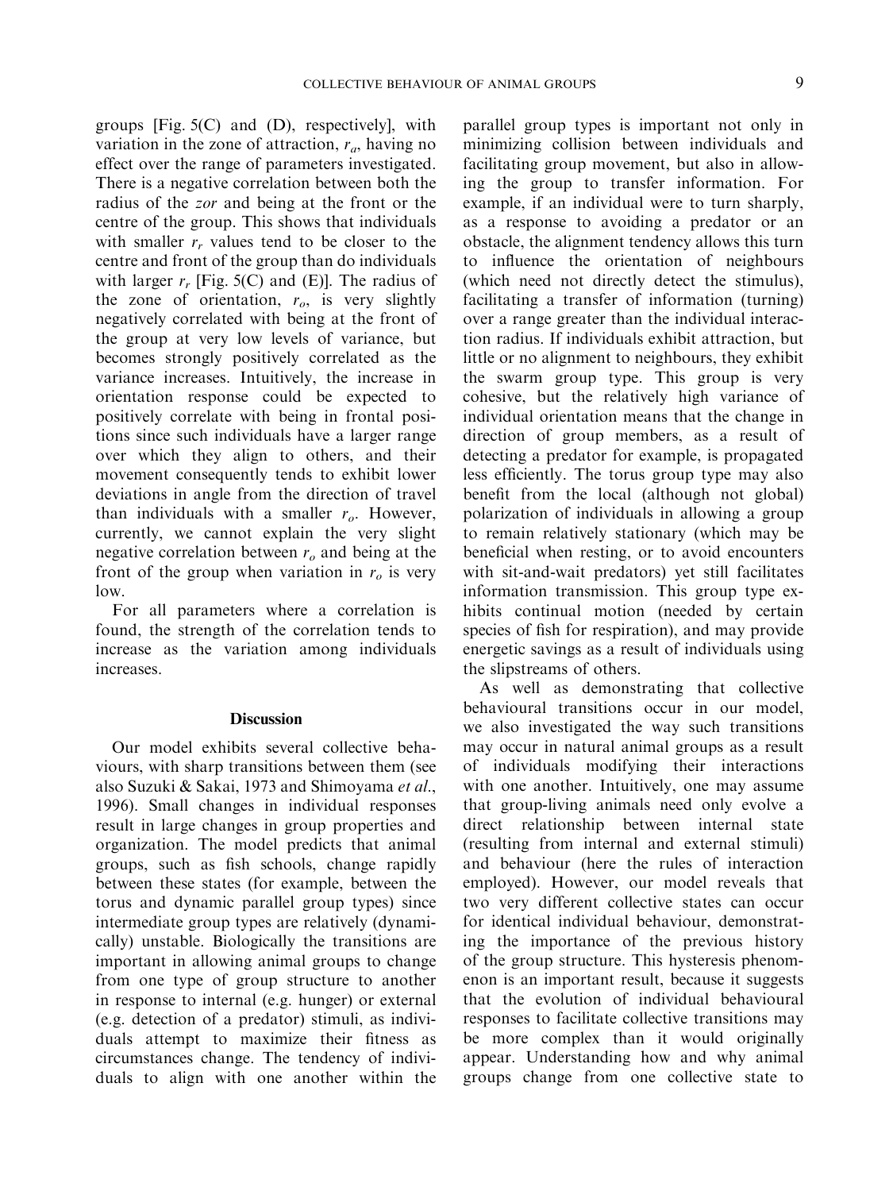groups [Fig. 5(C) and (D), respectively], with variation in the zone of attraction, $r_a$, having no effect over the range of parameters investigated. There is a negative correlation between both the radius of the *zor* and being at the front or the centre of the group. This shows that individuals with smaller $r_r$ values tend to be closer to the centre and front of the group than do individuals with larger $r_r$ [Fig. 5(C) and (E)]. The radius of the zone of orientation, $r_o$, is very slightly negatively correlated with being at the front of the group at very low levels of variance, but becomes strongly positively correlated as the variance increases. Intuitively, the increase in orientation response could be expected to positively correlate with being in frontal positions since such individuals have a larger range over which they align to others, and their movement consequently tends to exhibit lower deviations in angle from the direction of travel than individuals with a smaller $r_o$. However, currently, we cannot explain the very slight negative correlation between $r_o$ and being at the front of the group when variation in $r_o$ is very low.

For all parameters where a correlation is found, the strength of the correlation tends to increase as the variation among individuals increases.

## Discussion

Our model exhibits several collective behaviours, with sharp transitions between them (see also Suzuki & Sakai, 1973 and Shimoyama *et al*., 1996). Small changes in individual responses result in large changes in group properties and organization. The model predicts that animal groups, such as fish schools, change rapidly between these states (for example, between the torus and dynamic parallel group types) since intermediate group types are relatively (dynamically) unstable. Biologically the transitions are important in allowing animal groups to change from one type of group structure to another in response to internal (e.g. hunger) or external (e.g. detection of a predator) stimuli, as individuals attempt to maximize their fitness as circumstances change. The tendency of individuals to align with one another within the parallel group types is important not only in minimizing collision between individuals and facilitating group movement, but also in allowing the group to transfer information. For example, if an individual were to turn sharply, as a response to avoiding a predator or an obstacle, the alignment tendency allows this turn to influence the orientation of neighbours (which need not directly detect the stimulus), facilitating a transfer of information (turning) over a range greater than the individual interaction radius. If individuals exhibit attraction, but little or no alignment to neighbours, they exhibit the swarm group type. This group is very cohesive, but the relatively high variance of individual orientation means that the change in direction of group members, as a result of detecting a predator for example, is propagated less efficiently. The torus group type may also benefit from the local (although not global) polarization of individuals in allowing a group to remain relatively stationary (which may be beneficial when resting, or to avoid encounters with sit-and-wait predators) yet still facilitates information transmission. This group type exhibits continual motion (needed by certain species of fish for respiration), and may provide energetic savings as a result of individuals using the slipstreams of others.

As well as demonstrating that collective behavioural transitions occur in our model, we also investigated the way such transitions may occur in natural animal groups as a result of individuals modifying their interactions with one another. Intuitively, one may assume that group-living animals need only evolve a direct relationship between internal state (resulting from internal and external stimuli) and behaviour (here the rules of interaction employed). However, our model reveals that two very different collective states can occur for identical individual behaviour, demonstrating the importance of the previous history of the group structure. This hysteresis phenomenon is an important result, because it suggests that the evolution of individual behavioural responses to facilitate collective transitions may be more complex than it would originally appear. Understanding how and why animal groups change from one collective state to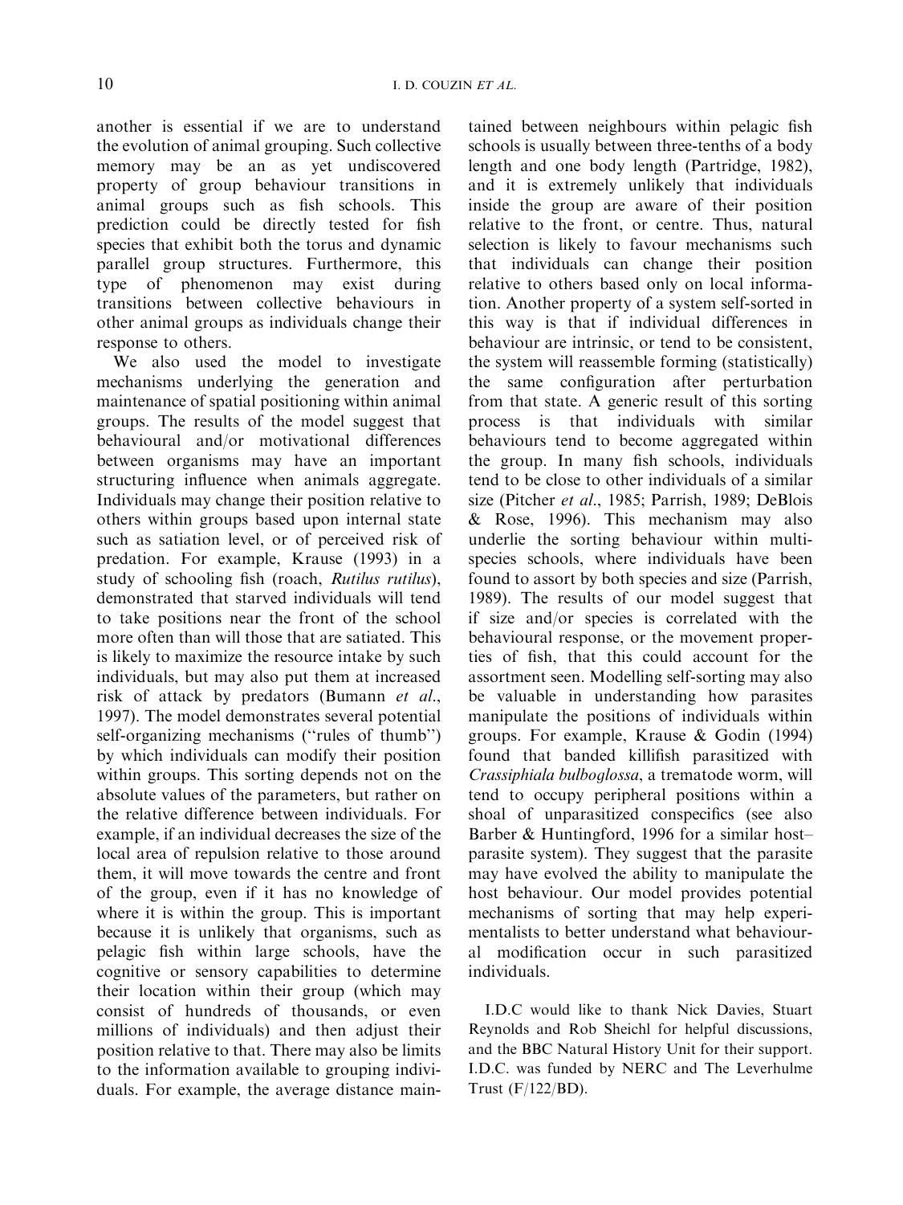another is essential if we are to understand the evolution of animal grouping. Such collective memory may be an as yet undiscovered property of group behaviour transitions in animal groups such as fish schools. This prediction could be directly tested for fish species that exhibit both the torus and dynamic parallel group structures. Furthermore, this type of phenomenon may exist during transitions between collective behaviours in other animal groups as individuals change their response to others.

We also used the model to investigate mechanisms underlying the generation and maintenance of spatial positioning within animal groups. The results of the model suggest that behavioural and/or motivational differences between organisms may have an important structuring influence when animals aggregate. Individuals may change their position relative to others within groups based upon internal state such as satiation level, or of perceived risk of predation. For example, Krause (1993) in a study of schooling fish (roach, *Rutilus rutilus*), demonstrated that starved individuals will tend to take positions near the front of the school more often than will those that are satiated. This is likely to maximize the resource intake by such individuals, but may also put them at increased risk of attack by predators (Bumann *et al*., 1997). The model demonstrates several potential self-organizing mechanisms ("rules of thumb") by which individuals can modify their position within groups. This sorting depends not on the absolute values of the parameters, but rather on the relative difference between individuals. For example, if an individual decreases the size of the local area of repulsion relative to those around them, it will move towards the centre and front of the group, even if it has no knowledge of where it is within the group. This is important because it is unlikely that organisms, such as pelagic fish within large schools, have the cognitive or sensory capabilities to determine their location within their group (which may consist of hundreds of thousands, or even millions of individuals) and then adjust their position relative to that. There may also be limits to the information available to grouping individuals. For example, the average distance maintained between neighbours within pelagic fish schools is usually between three-tenths of a body length and one body length (Partridge, 1982), and it is extremely unlikely that individuals inside the group are aware of their position relative to the front, or centre. Thus, natural selection is likely to favour mechanisms such that individuals can change their position relative to others based only on local information. Another property of a system self-sorted in this way is that if individual differences in behaviour are intrinsic, or tend to be consistent, the system will reassemble forming (statistically) the same configuration after perturbation from that state. A generic result of this sorting process is that individuals with similar behaviours tend to become aggregated within the group. In many fish schools, individuals tend to be close to other individuals of a similar size (Pitcher *et al*., 1985; Parrish, 1989; DeBlois & Rose, 1996). This mechanism may also underlie the sorting behaviour within multi-species schools, where individuals have been found to assort by both species and size (Parrish, 1989). The results of our model suggest that if size and/or species is correlated with the behavioural response, or the movement properties of fish, that this could account for the assortment seen. Modelling self-sorting may also be valuable in understanding how parasites manipulate the positions of individuals within groups. For example, Krause & Godin (1994) found that banded killifish parasitized with *Crassiphiala bulboglossa*, a trematode worm, will tend to occupy peripheral positions within a shoal of unparasitized conspecifics (see also Barber & Huntingford, 1996 for a similar host–parasite system). They suggest that the parasite may have evolved the ability to manipulate the host behaviour. Our model provides potential mechanisms of sorting that may help experimentalists to better understand what behavioural modification occur in such parasitized individuals.

I.D.C would like to thank Nick Davies, Stuart Reynolds and Rob Sheichl for helpful discussions, and the BBC Natural History Unit for their support. I.D.C. was funded by NERC and The Leverhulme Trust (F/122/BD).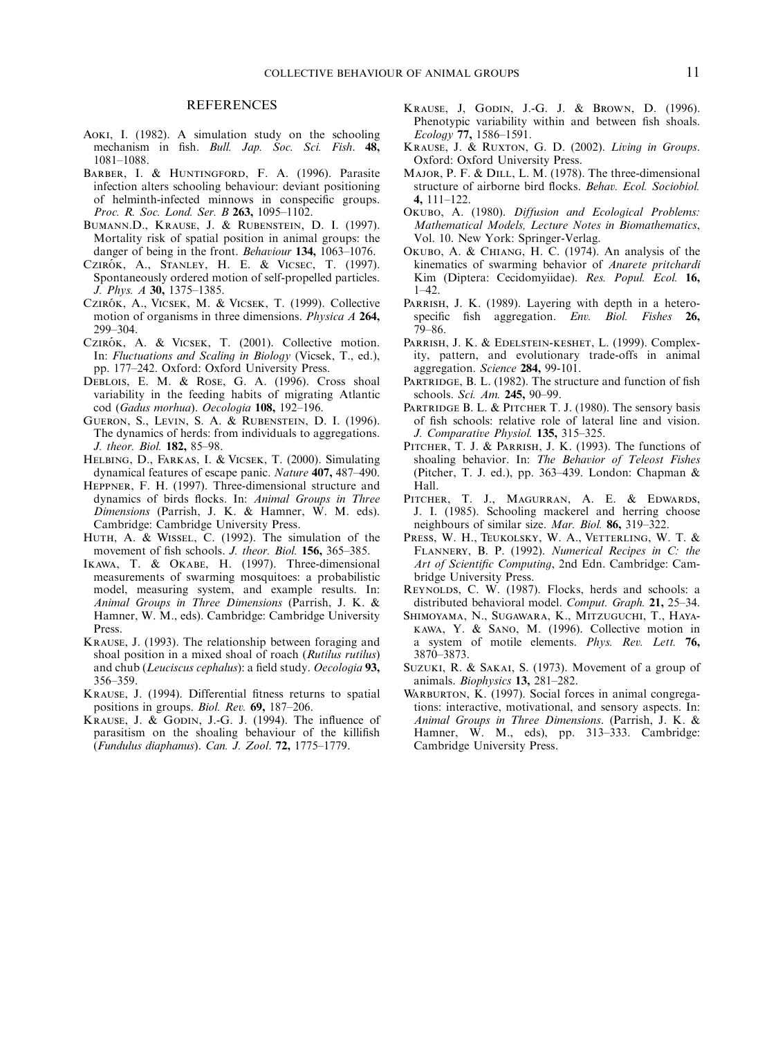## REFERENCES

Aoki, I. (1982). A simulation study on the schooling mechanism in fish. *Bull. Jap. Soc. Sci. Fish*. **48,** 1081–1088.

Barber, I. & Huntingford, F. A. (1996). Parasite infection alters schooling behaviour: deviant positioning of helminth-infected minnows in conspecific groups. *Proc. R. Soc. Lond. Ser. B* **263,** 1095–1102.

Bumann.D., Krause, J. & Rubenstein, D. I. (1997). Mortality risk of spatial position in animal groups: the danger of being in the front. *Behaviour* **134,** 1063–1076.

Czirók, A., Stanley, H. E. & Vicsec, T. (1997). Spontaneously ordered motion of self-propelled particles. *J. Phys. A* **30,** 1375–1385.

Czirók, A., Vicsek, M. & Vicsek, T. (1999). Collective motion of organisms in three dimensions. *Physica A* **264,** 299–304.

Czirók, A. & Vicsek, T. (2001). Collective motion. In: *Fluctuations and Scaling in Biology* (Vicsek, T., ed.), pp. 177–242. Oxford: Oxford University Press.

Deblois, E. M. & Rose, G. A. (1996). Cross shoal variability in the feeding habits of migrating Atlantic cod (*Gadus morhua*). *Oecologia* **108,** 192–196.

Gueron, S., Levin, S. A. & Rubenstein, D. I. (1996). The dynamics of herds: from individuals to aggregations. *J. theor. Biol.* **182,** 85–98.

Helbing, D., Farkas, I. & Vicsek, T. (2000). Simulating dynamical features of escape panic. *Nature* **407,** 487–490.

Heppner, F. H. (1997). Three-dimensional structure and dynamics of birds flocks. In: *Animal Groups in Three Dimensions* (Parrish, J. K. & Hamner, W. M. eds). Cambridge: Cambridge University Press.

Huth, A. & Wissel, C. (1992). The simulation of the movement of fish schools. *J. theor. Biol.* **156,** 365–385.

Ikawa, T. & Okabe, H. (1997). Three-dimensional measurements of swarming mosquitoes: a probabilistic model, measuring system, and example results. In: *Animal Groups in Three Dimensions* (Parrish, J. K. & Hamner, W. M., eds). Cambridge: Cambridge University Press.

Krause, J. (1993). The relationship between foraging and shoal position in a mixed shoal of roach (*Rutilus rutilus*) and chub (*Leuciscus cephalus*): a field study. *Oecologia* **93,** 356–359.

Krause, J. (1994). Differential fitness returns to spatial positions in groups. *Biol. Rev.* **69,** 187–206.

Krause, J. & Godin, J.-G. J. (1994). The influence of parasitism on the shoaling behaviour of the killifish (*Fundulus diaphanus*). *Can. J. Zool*. **72,** 1775–1779.

Krause, J, Godin, J.-G. J. & Brown, D. (1996). Phenotypic variability within and between fish shoals. *Ecology* **77,** 1586–1591.

Krause, J. & Ruxton, G. D. (2002). *Living in Groups*. Oxford: Oxford University Press.

Major, P. F. & Dill, L. M. (1978). The three-dimensional structure of airborne bird flocks. *Behav. Ecol. Sociobiol.* **4,** 111–122.

Okubo, A. (1980). *Diffusion and Ecological Problems: Mathematical Models, Lecture Notes in Biomathematics*, Vol. 10. New York: Springer-Verlag.

Okubo, A. & Chiang, H. C. (1974). An analysis of the kinematics of swarming behavior of *Anarete pritchardi* Kim (Diptera: Cecidomyiidae). *Res. Popul. Ecol.* **16,** 1–42.

Parrish, J. K. (1989). Layering with depth in a heterospecific fish aggregation. *Env. Biol. Fishes* **26,** 79–86.

Parrish, J. K. & Edelstein-keshet, L. (1999). Complexity, pattern, and evolutionary trade-offs in animal aggregation. *Science* **284,** 99-101.

Partridge, B. L. (1982). The structure and function of fish schools. *Sci. Am.* **245,** 90–99.

Partridge B. L. & Pitcher T. J. (1980). The sensory basis of fish schools: relative role of lateral line and vision. *J. Comparative Physiol.* **135,** 315–325.

Pitcher, T. J. & Parrish, J. K. (1993). The functions of shoaling behavior. In: *The Behavior of Teleost Fishes* (Pitcher, T. J. ed.), pp. 363–439. London: Chapman & Hall.

Pitcher, T. J., Magurran, A. E. & Edwards, J. I. (1985). Schooling mackerel and herring choose neighbours of similar size. *Mar. Biol.* **86,** 319–322.

Press, W. H., Teukolsky, W. A., Vetterling, W. T. & Flannery, B. P. (1992). *Numerical Recipes in C: the Art of Scientific Computing*, 2nd Edn. Cambridge: Cambridge University Press.

Reynolds, C. W. (1987). Flocks, herds and schools: a distributed behavioral model. *Comput. Graph.* **21,** 25–34.

Shimoyama, N., Sugawara, K., Mitzuguchi, T., Hayakawa, Y. & Sano, M. (1996). Collective motion in a system of motile elements. *Phys. Rev. Lett.* **76,** 3870–3873.

Suzuki, R. & Sakai, S. (1973). Movement of a group of animals. *Biophysics* **13,** 281–282.

Warburton, K. (1997). Social forces in animal congregations: interactive, motivational, and sensory aspects. In: *Animal Groups in Three Dimensions*. (Parrish, J. K. & Hamner, W. M., eds), pp. 313–333. Cambridge: Cambridge University Press.